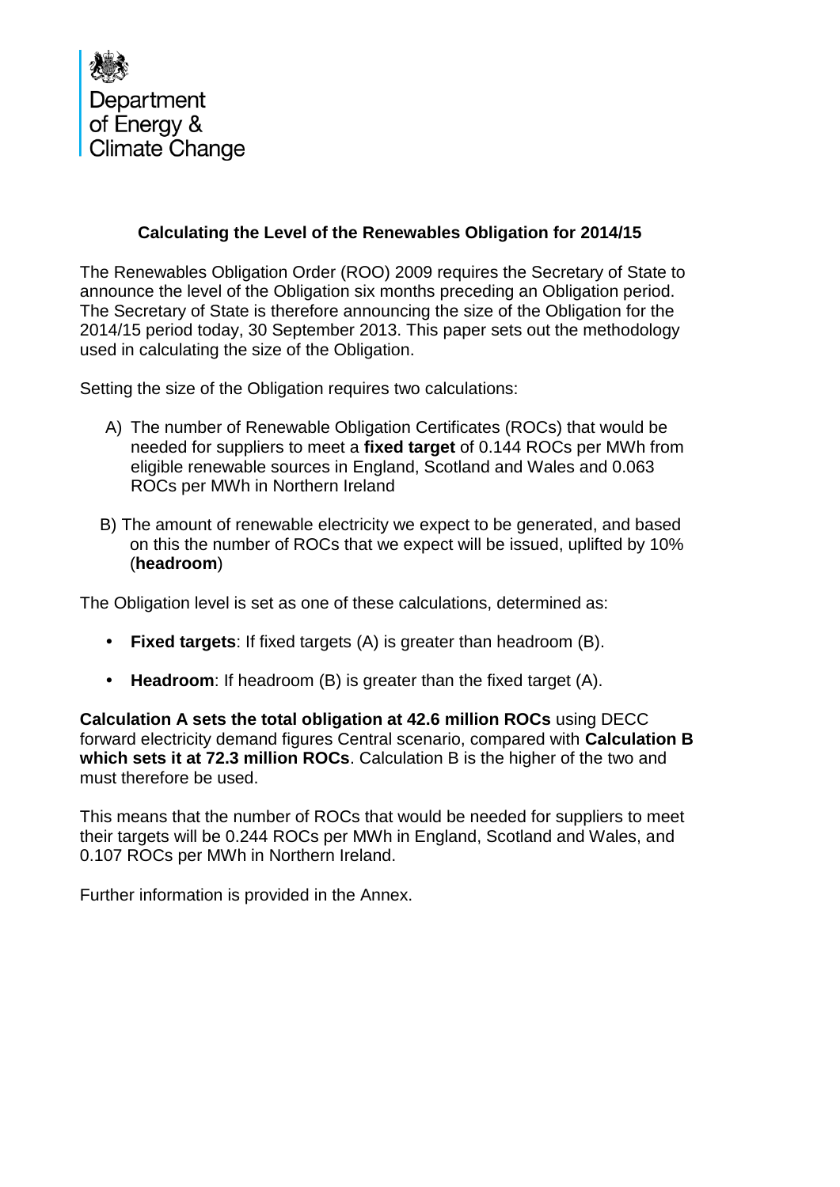Department of Energy & Climate Change

## Calculating the Level of the Renewables Obligation for 2014/15

The Renewables Obligation Order (ROO) 2009 requires the Secretary of State to announce the level of the Obligation six months preceding an Obligation period. The Secretary of State is therefore announcing the size of the Obligation for the 2014/15 period today, 30 September 2013. This paper sets out the methodology used in calculating the size of the Obligation.

Setting the size of the Obligation requires two calculations:

A) The number of Renewable Obligation Certificates (ROCs) that would be needed for suppliers to meet a **fixed target** of 0.144 ROCs per MWh from eligible renewable sources in England, Scotland and Wales and 0.063 ROCs per MWh in Northern Ireland

B) The amount of renewable electricity we expect to be generated, and based on this the number of ROCs that we expect will be issued, uplifted by 10% (**headroom**)

The Obligation level is set as one of these calculations, determined as:

- **Fixed targets**: If fixed targets (A) is greater than headroom (B).
- **Headroom**: If headroom (B) is greater than the fixed target (A).

**Calculation A sets the total obligation at 42.6 million ROCs** using DECC forward electricity demand figures Central scenario, compared with **Calculation B which sets it at 72.3 million ROCs**. Calculation B is the higher of the two and must therefore be used.

This means that the number of ROCs that would be needed for suppliers to meet their targets will be 0.244 ROCs per MWh in England, Scotland and Wales, and 0.107 ROCs per MWh in Northern Ireland.

Further information is provided in the Annex.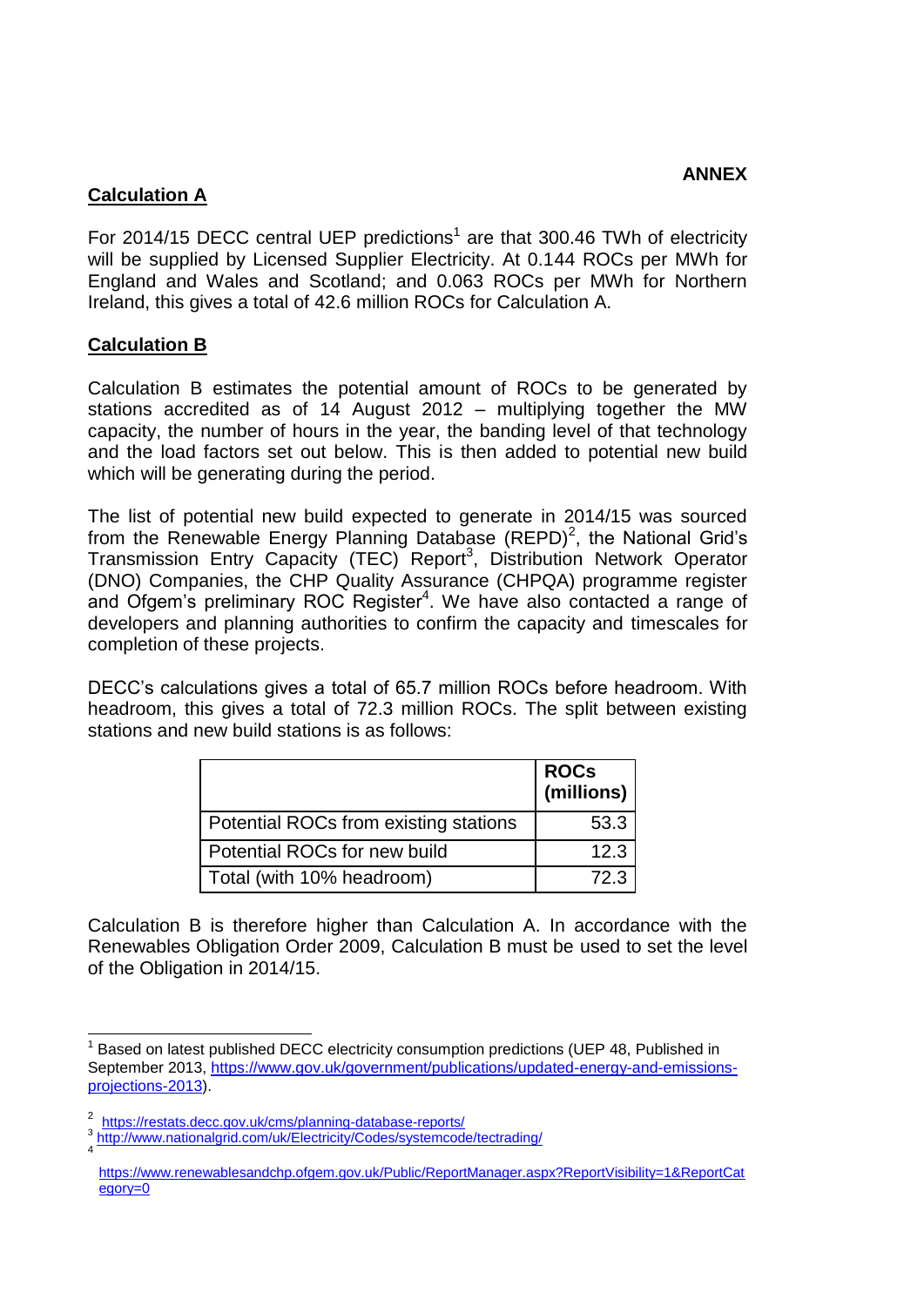**ANNEX**

**Calculation A**

For 2014/15 DECC central UEP predictions[1] are that 300.46 TWh of electricity will be supplied by Licensed Supplier Electricity. At 0.144 ROCs per MWh for England and Wales and Scotland; and 0.063 ROCs per MWh for Northern Ireland, this gives a total of 42.6 million ROCs for Calculation A.

**Calculation B**

Calculation B estimates the potential amount of ROCs to be generated by stations accredited as of 14 August 2012 – multiplying together the MW capacity, the number of hours in the year, the banding level of that technology and the load factors set out below. This is then added to potential new build which will be generating during the period.

The list of potential new build expected to generate in 2014/15 was sourced from the Renewable Energy Planning Database (REPD)[2], the National Grid's Transmission Entry Capacity (TEC) Report[3], Distribution Network Operator (DNO) Companies, the CHP Quality Assurance (CHPQA) programme register and Ofgem's preliminary ROC Register[4]. We have also contacted a range of developers and planning authorities to confirm the capacity and timescales for completion of these projects.

DECC's calculations gives a total of 65.7 million ROCs before headroom. With headroom, this gives a total of 72.3 million ROCs. The split between existing stations and new build stations is as follows:

| | ROCs (millions) |
|---|---|
| Potential ROCs from existing stations | 53.3 |
| Potential ROCs for new build | 12.3 |
| Total (with 10% headroom) | 72.3 |

Calculation B is therefore higher than Calculation A. In accordance with the Renewables Obligation Order 2009, Calculation B must be used to set the level of the Obligation in 2014/15.

[1] Based on latest published DECC electricity consumption predictions (UEP 48, Published in September 2013, https://www.gov.uk/government/publications/updated-energy-and-emissions-projections-2013).

[2] https://restats.decc.gov.uk/cms/planning-database-reports/

[3] http://www.nationalgrid.com/uk/Electricity/Codes/systemcode/tectrading/

[4] https://www.renewablesandchp.ofgem.gov.uk/Public/ReportManager.aspx?ReportVisibility=1&ReportCategory=0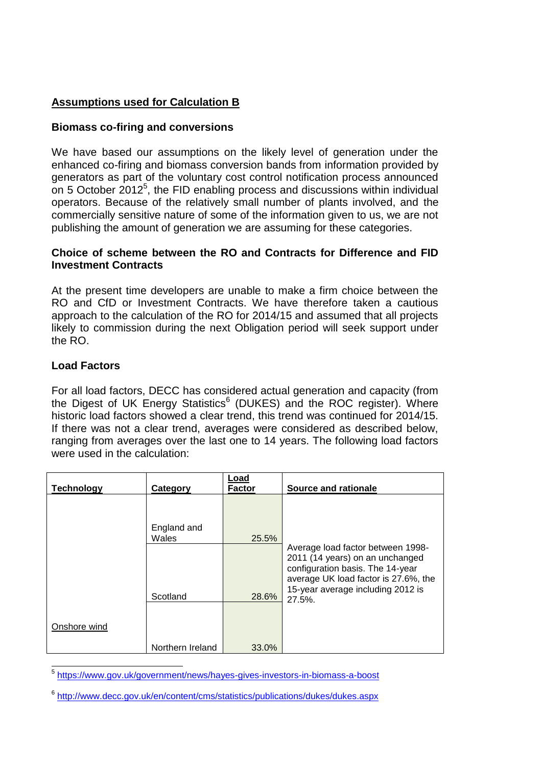**Assumptions used for Calculation B**

**Biomass co-firing and conversions**

We have based our assumptions on the likely level of generation under the enhanced co-firing and biomass conversion bands from information provided by generators as part of the voluntary cost control notification process announced on 5 October 2012[5], the FID enabling process and discussions within individual operators. Because of the relatively small number of plants involved, and the commercially sensitive nature of some of the information given to us, we are not publishing the amount of generation we are assuming for these categories.

**Choice of scheme between the RO and Contracts for Difference and FID Investment Contracts**

At the present time developers are unable to make a firm choice between the RO and CfD or Investment Contracts. We have therefore taken a cautious approach to the calculation of the RO for 2014/15 and assumed that all projects likely to commission during the next Obligation period will seek support under the RO.

**Load Factors**

For all load factors, DECC has considered actual generation and capacity (from the Digest of UK Energy Statistics[6] (DUKES) and the ROC register). Where historic load factors showed a clear trend, this trend was continued for 2014/15. If there was not a clear trend, averages were considered as described below, ranging from averages over the last one to 14 years. The following load factors were used in the calculation:

| Technology | Category | Load Factor | Source and rationale |
|---|---|---|---|
| Onshore wind | England and Wales | 25.5% | Average load factor between 1998-2011 (14 years) on an unchanged configuration basis. The 14-year average UK load factor is 27.6%, the 15-year average including 2012 is 27.5%. |
| | Scotland | 28.6% | |
| | Northern Ireland | 33.0% | |

[5] https://www.gov.uk/government/news/hayes-gives-investors-in-biomass-a-boost

[6] http://www.decc.gov.uk/en/content/cms/statistics/publications/dukes/dukes.aspx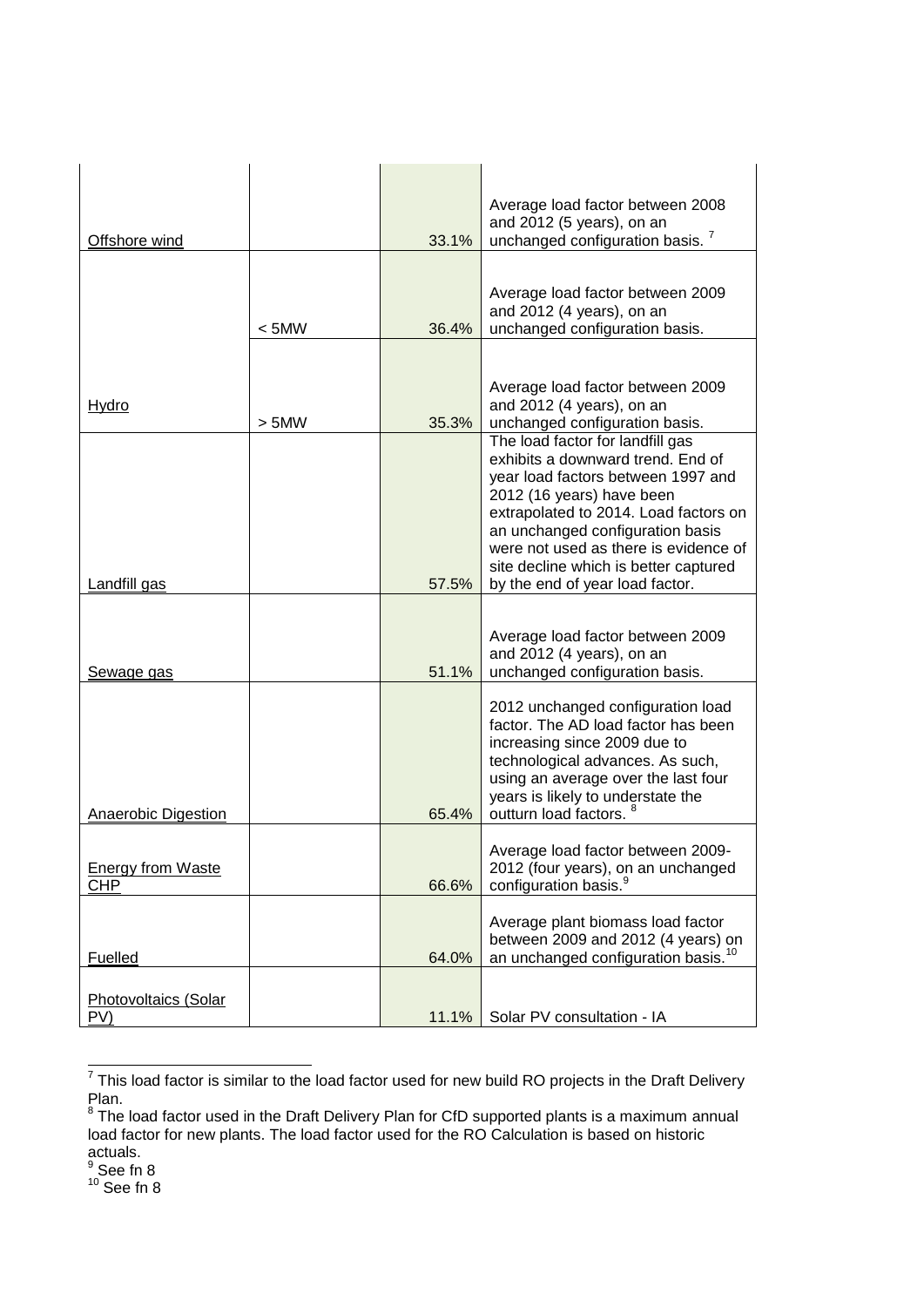| | | | |
|---|---|---|---|
| Offshore wind | | 33.1% | Average load factor between 2008 and 2012 (5 years), on an unchanged configuration basis. [7] |
| | < 5MW | 36.4% | Average load factor between 2009 and 2012 (4 years), on an unchanged configuration basis. |
| Hydro | > 5MW | 35.3% | Average load factor between 2009 and 2012 (4 years), on an unchanged configuration basis. |
| Landfill gas | | 57.5% | The load factor for landfill gas exhibits a downward trend. End of year load factors between 1997 and 2012 (16 years) have been extrapolated to 2014. Load factors on an unchanged configuration basis were not used as there is evidence of site decline which is better captured by the end of year load factor. |
| Sewage gas | | 51.1% | Average load factor between 2009 and 2012 (4 years), on an unchanged configuration basis. |
| Anaerobic Digestion | | 65.4% | 2012 unchanged configuration load factor. The AD load factor has been increasing since 2009 due to technological advances. As such, using an average over the last four years is likely to understate the outturn load factors. [8] |
| Energy from Waste CHP | | 66.6% | Average load factor between 2009-2012 (four years), on an unchanged configuration basis.[9] |
| Fuelled | | 64.0% | Average plant biomass load factor between 2009 and 2012 (4 years) on an unchanged configuration basis.[10] |
| Photovoltaics (Solar PV) | | 11.1% | Solar PV consultation - IA |

---

[7] This load factor is similar to the load factor used for new build RO projects in the Draft Delivery Plan.

[8] The load factor used in the Draft Delivery Plan for CfD supported plants is a maximum annual load factor for new plants. The load factor used for the RO Calculation is based on historic actuals.

[9] See fn 8

[10] See fn 8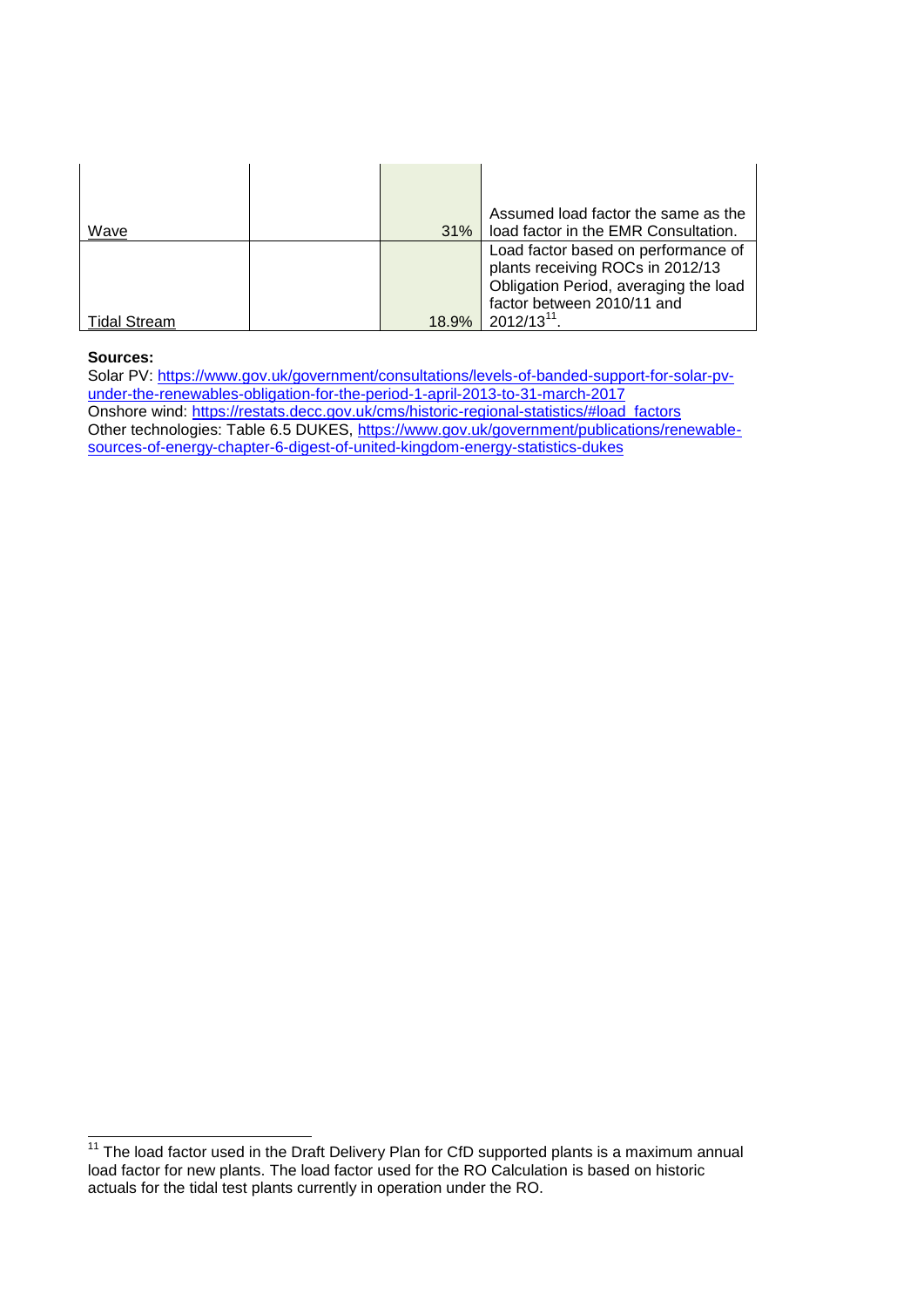| | | | |
|---|---|---|---|
| Wave | | 31% | Assumed load factor the same as the load factor in the EMR Consultation. |
| Tidal Stream | | 18.9% | Load factor based on performance of plants receiving ROCs in 2012/13 Obligation Period, averaging the load factor between 2010/11 and 2012/13[11]. |

**Sources:**

Solar PV: https://www.gov.uk/government/consultations/levels-of-banded-support-for-solar-pv-under-the-renewables-obligation-for-the-period-1-april-2013-to-31-march-2017
Onshore wind: https://restats.decc.gov.uk/cms/historic-regional-statistics/#load_factors
Other technologies: Table 6.5 DUKES, https://www.gov.uk/government/publications/renewable-sources-of-energy-chapter-6-digest-of-united-kingdom-energy-statistics-dukes

[11] The load factor used in the Draft Delivery Plan for CfD supported plants is a maximum annual load factor for new plants. The load factor used for the RO Calculation is based on historic actuals for the tidal test plants currently in operation under the RO.